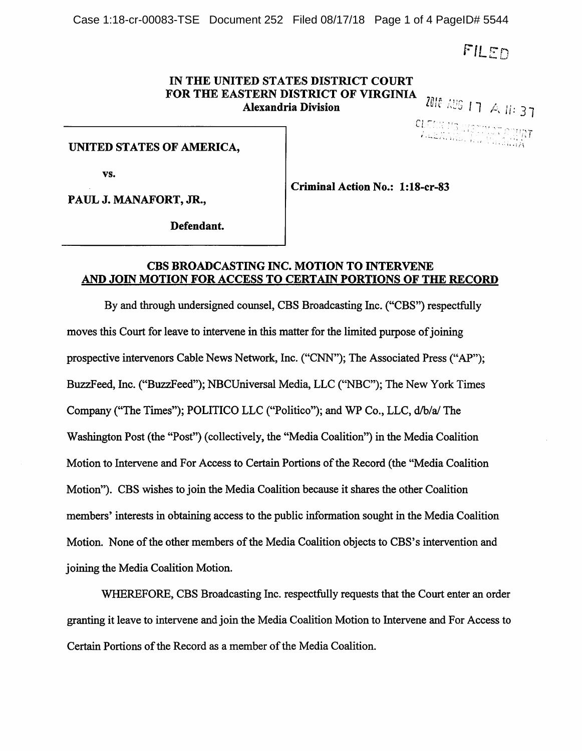FILED

**IN THE UNITED STATES DISTRICT COURT**
**FOR THE EASTERN DISTRICT OF VIRGINIA**
**Alexandria Division**

2018 AUG 17 A 11:37

| | |
|---|---|
| **UNITED STATES OF AMERICA,**<br><br>**vs.**<br><br>**PAUL J. MANAFORT, JR.,**<br><br>**Defendant.** | **Criminal Action No.: 1:18-cr-83** |

## CBS BROADCASTING INC. MOTION TO INTERVENE AND JOIN MOTION FOR ACCESS TO CERTAIN PORTIONS OF THE RECORD

By and through undersigned counsel, CBS Broadcasting Inc. ("CBS") respectfully moves this Court for leave to intervene in this matter for the limited purpose of joining prospective intervenors Cable News Network, Inc. ("CNN"); The Associated Press ("AP"); BuzzFeed, Inc. ("BuzzFeed"); NBCUniversal Media, LLC ("NBC"); The New York Times Company ("The Times"); POLITICO LLC ("Politico"); and WP Co., LLC, d/b/a/ The Washington Post (the "Post") (collectively, the "Media Coalition") in the Media Coalition Motion to Intervene and For Access to Certain Portions of the Record (the "Media Coalition Motion"). CBS wishes to join the Media Coalition because it shares the other Coalition members' interests in obtaining access to the public information sought in the Media Coalition Motion. None of the other members of the Media Coalition objects to CBS's intervention and joining the Media Coalition Motion.

WHEREFORE, CBS Broadcasting Inc. respectfully requests that the Court enter an order granting it leave to intervene and join the Media Coalition Motion to Intervene and For Access to Certain Portions of the Record as a member of the Media Coalition.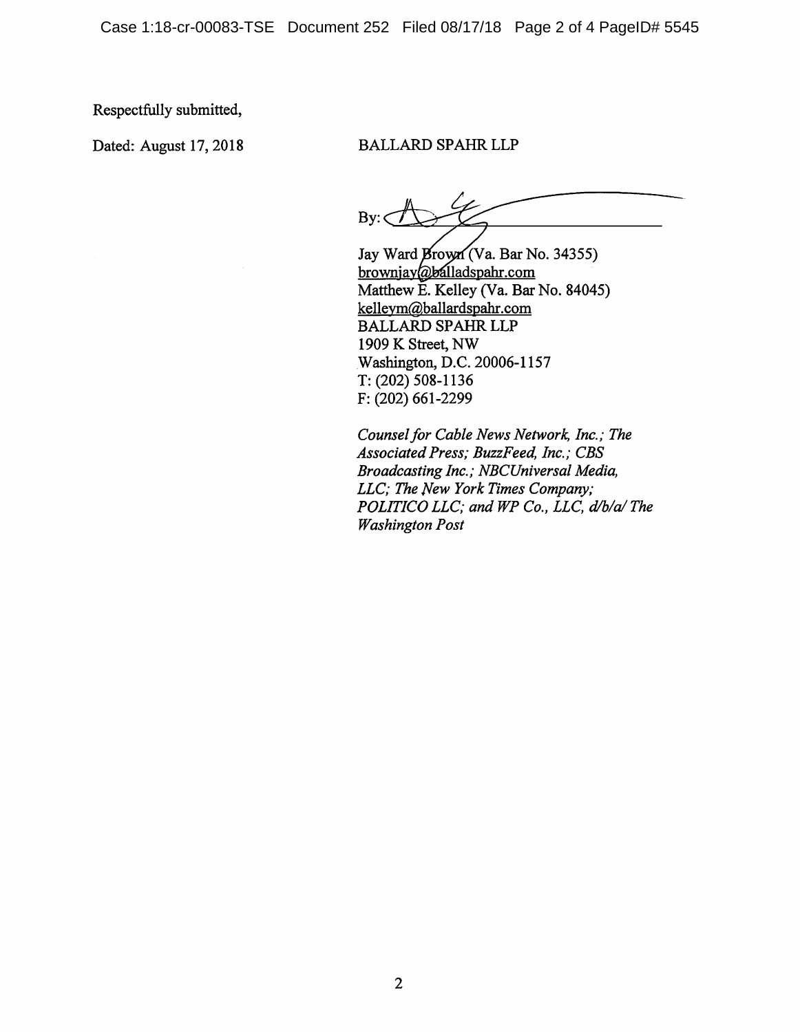Respectfully submitted,

Dated: August 17, 2018

BALLARD SPAHR LLP

By: ______________________________

Jay Ward Brown (Va. Bar No. 34355)
brownjay@balladspahr.com
Matthew E. Kelley (Va. Bar No. 84045)
kelleym@ballardspahr.com
BALLARD SPAHR LLP
1909 K Street, NW
Washington, D.C. 20006-1157
T: (202) 508-1136
F: (202) 661-2299

*Counsel for Cable News Network, Inc.; The Associated Press; BuzzFeed, Inc.; CBS Broadcasting Inc.; NBCUniversal Media, LLC; The New York Times Company; POLITICO LLC; and WP Co., LLC, d/b/a/ The Washington Post*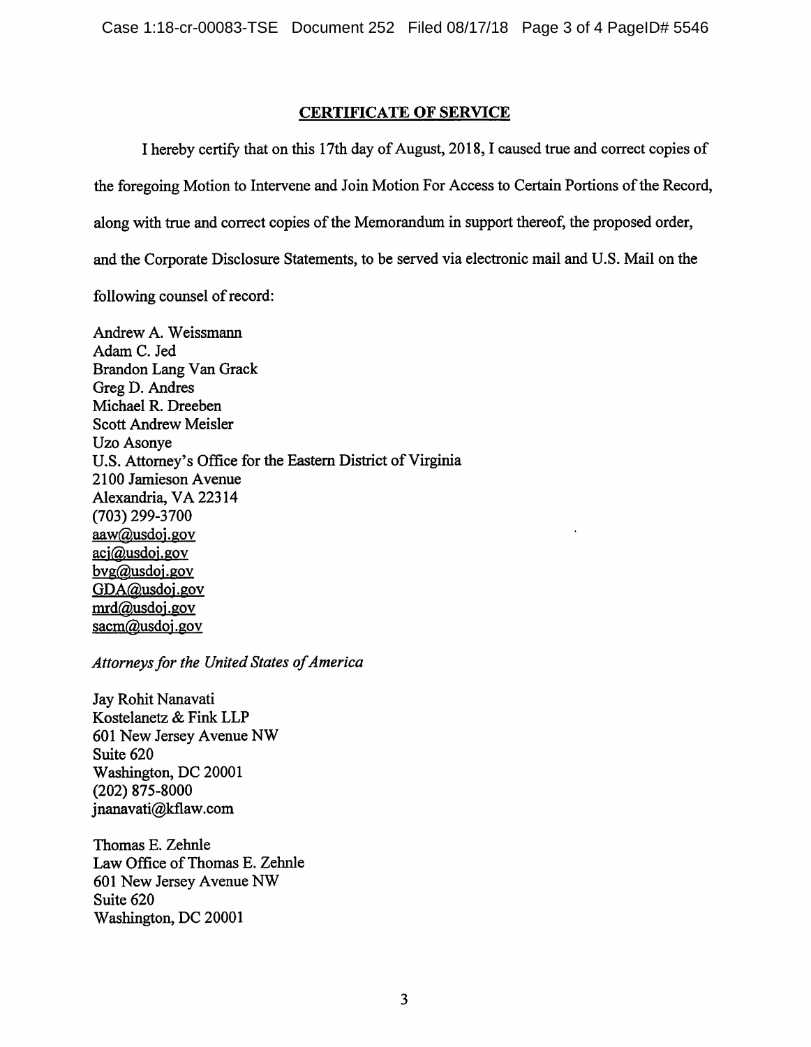## CERTIFICATE OF SERVICE

I hereby certify that on this 17th day of August, 2018, I caused true and correct copies of the foregoing Motion to Intervene and Join Motion For Access to Certain Portions of the Record, along with true and correct copies of the Memorandum in support thereof, the proposed order, and the Corporate Disclosure Statements, to be served via electronic mail and U.S. Mail on the following counsel of record:

Andrew A. Weissmann  
Adam C. Jed  
Brandon Lang Van Grack  
Greg D. Andres  
Michael R. Dreeben  
Scott Andrew Meisler  
Uzo Asonye  
U.S. Attorney's Office for the Eastern District of Virginia  
2100 Jamieson Avenue  
Alexandria, VA 22314  
(703) 299-3700  
aaw@usdoj.gov  
acj@usdoj.gov  
bvg@usdoj.gov  
GDA@usdoj.gov  
mrd@usdoj.gov  
sacm@usdoj.gov

*Attorneys for the United States of America*

Jay Rohit Nanavati  
Kostelanetz & Fink LLP  
601 New Jersey Avenue NW  
Suite 620  
Washington, DC 20001  
(202) 875-8000  
jnanavati@kflaw.com

Thomas E. Zehnle  
Law Office of Thomas E. Zehnle  
601 New Jersey Avenue NW  
Suite 620  
Washington, DC 20001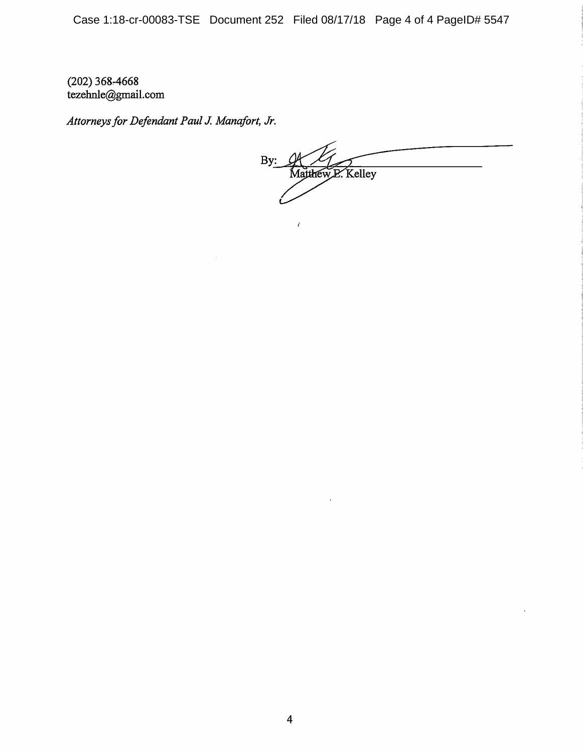(202) 368-4668
tezehnle@gmail.com

*Attorneys for Defendant Paul J. Manafort, Jr.*

By: ______________________________
Matthew E. Kelley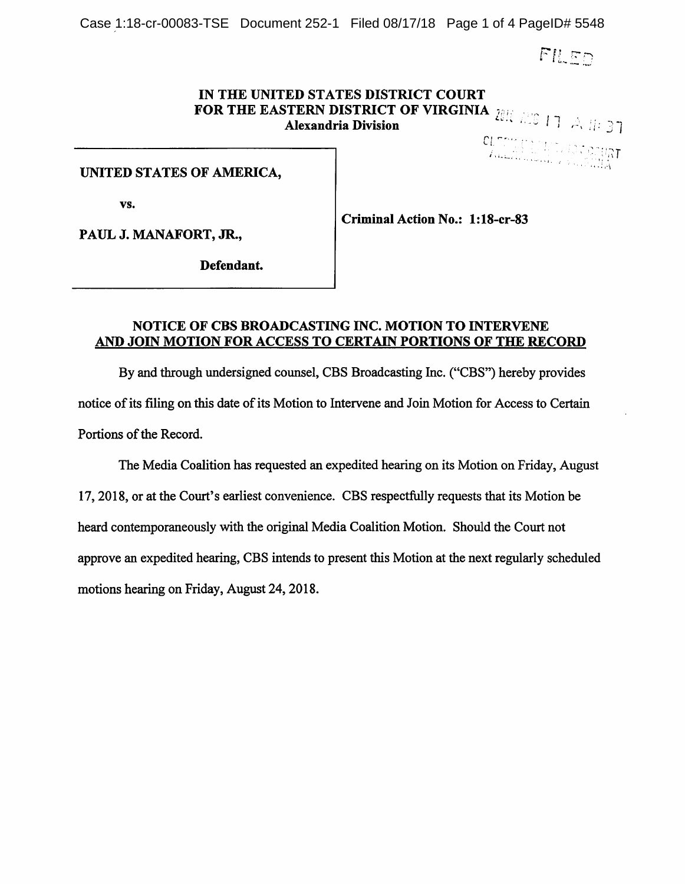FILED

**IN THE UNITED STATES DISTRICT COURT**
**FOR THE EASTERN DISTRICT OF VIRGINIA**
**Alexandria Division**

2018 AUG 17 A 11:37

CLERK US DISTRICT COURT
ALEXANDRIA, VIRGINIA

| | |
|---|---|
| **UNITED STATES OF AMERICA,**<br><br>**vs.**<br><br>**PAUL J. MANAFORT, JR.,**<br><br>**Defendant.** | **Criminal Action No.: 1:18-cr-83** |

## NOTICE OF CBS BROADCASTING INC. MOTION TO INTERVENE AND JOIN MOTION FOR ACCESS TO CERTAIN PORTIONS OF THE RECORD

By and through undersigned counsel, CBS Broadcasting Inc. ("CBS") hereby provides notice of its filing on this date of its Motion to Intervene and Join Motion for Access to Certain Portions of the Record.

The Media Coalition has requested an expedited hearing on its Motion on Friday, August 17, 2018, or at the Court's earliest convenience. CBS respectfully requests that its Motion be heard contemporaneously with the original Media Coalition Motion. Should the Court not approve an expedited hearing, CBS intends to present this Motion at the next regularly scheduled motions hearing on Friday, August 24, 2018.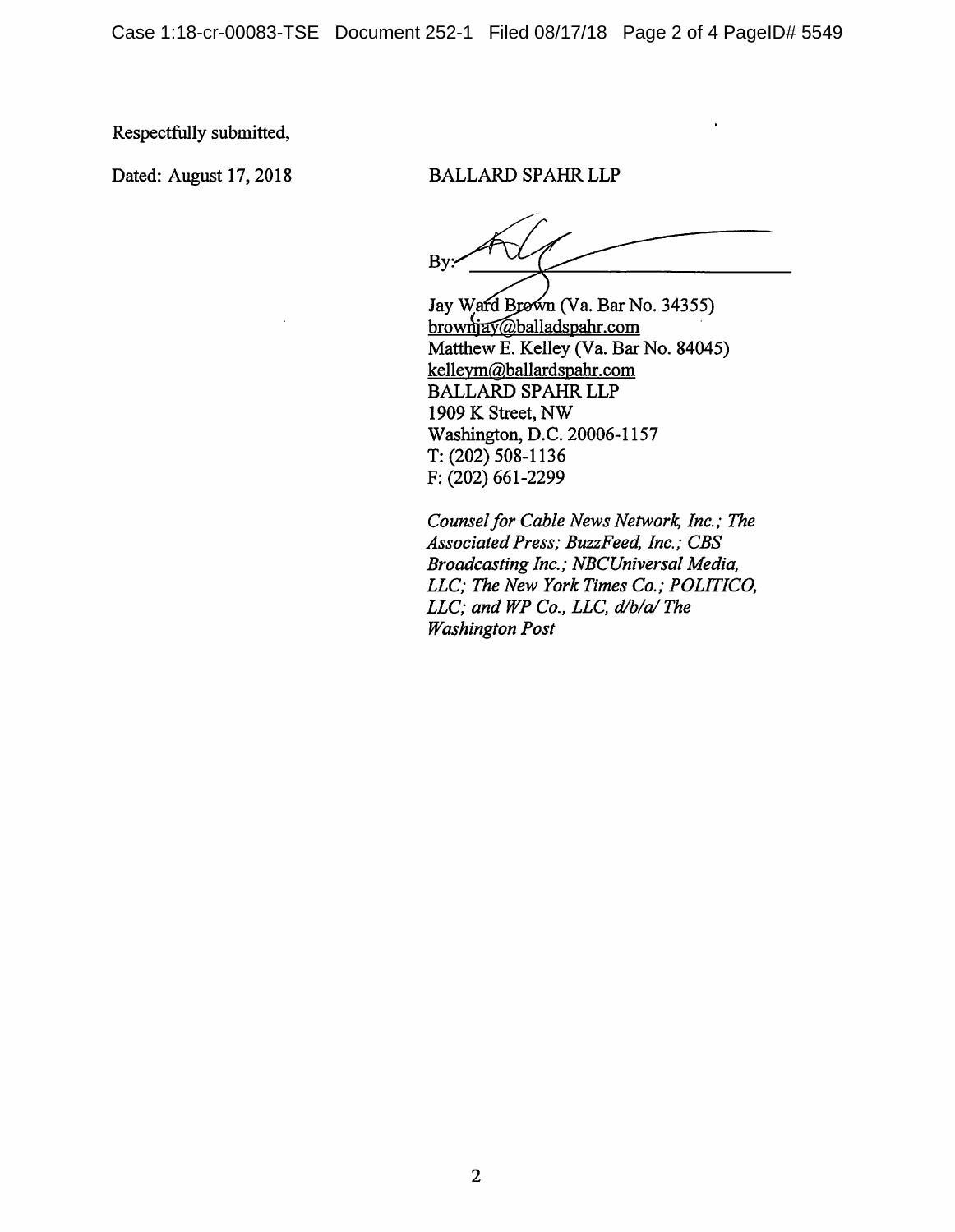Respectfully submitted,

Dated: August 17, 2018

BALLARD SPAHR LLP

By: ______________________________

Jay Ward Brown (Va. Bar No. 34355)
brownjay@balladspahr.com
Matthew E. Kelley (Va. Bar No. 84045)
kelleym@ballardspahr.com
BALLARD SPAHR LLP
1909 K Street, NW
Washington, D.C. 20006-1157
T: (202) 508-1136
F: (202) 661-2299

*Counsel for Cable News Network, Inc.; The Associated Press; BuzzFeed, Inc.; CBS Broadcasting Inc.; NBCUniversal Media, LLC; The New York Times Co.; POLITICO, LLC; and WP Co., LLC, d/b/a/ The Washington Post*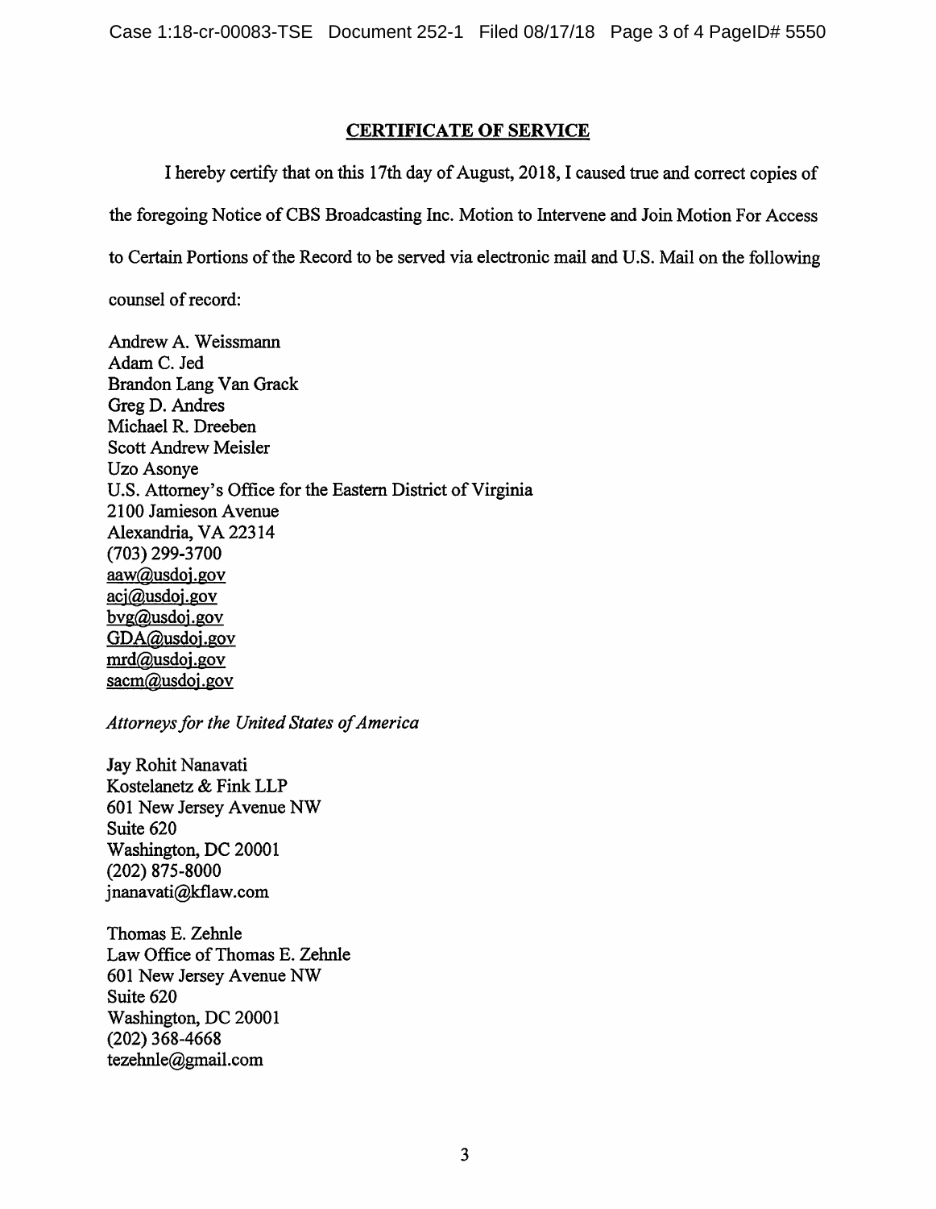## CERTIFICATE OF SERVICE

I hereby certify that on this 17th day of August, 2018, I caused true and correct copies of the foregoing Notice of CBS Broadcasting Inc. Motion to Intervene and Join Motion For Access to Certain Portions of the Record to be served via electronic mail and U.S. Mail on the following counsel of record:

Andrew A. Weissmann
Adam C. Jed
Brandon Lang Van Grack
Greg D. Andres
Michael R. Dreeben
Scott Andrew Meisler
Uzo Asonye
U.S. Attorney's Office for the Eastern District of Virginia
2100 Jamieson Avenue
Alexandria, VA 22314
(703) 299-3700
aaw@usdoj.gov
acj@usdoj.gov
bvg@usdoj.gov
GDA@usdoj.gov
mrd@usdoj.gov
sacm@usdoj.gov

*Attorneys for the United States of America*

Jay Rohit Nanavati
Kostelanetz & Fink LLP
601 New Jersey Avenue NW
Suite 620
Washington, DC 20001
(202) 875-8000
jnanavati@kflaw.com

Thomas E. Zehnle
Law Office of Thomas E. Zehnle
601 New Jersey Avenue NW
Suite 620
Washington, DC 20001
(202) 368-4668
tezehnle@gmail.com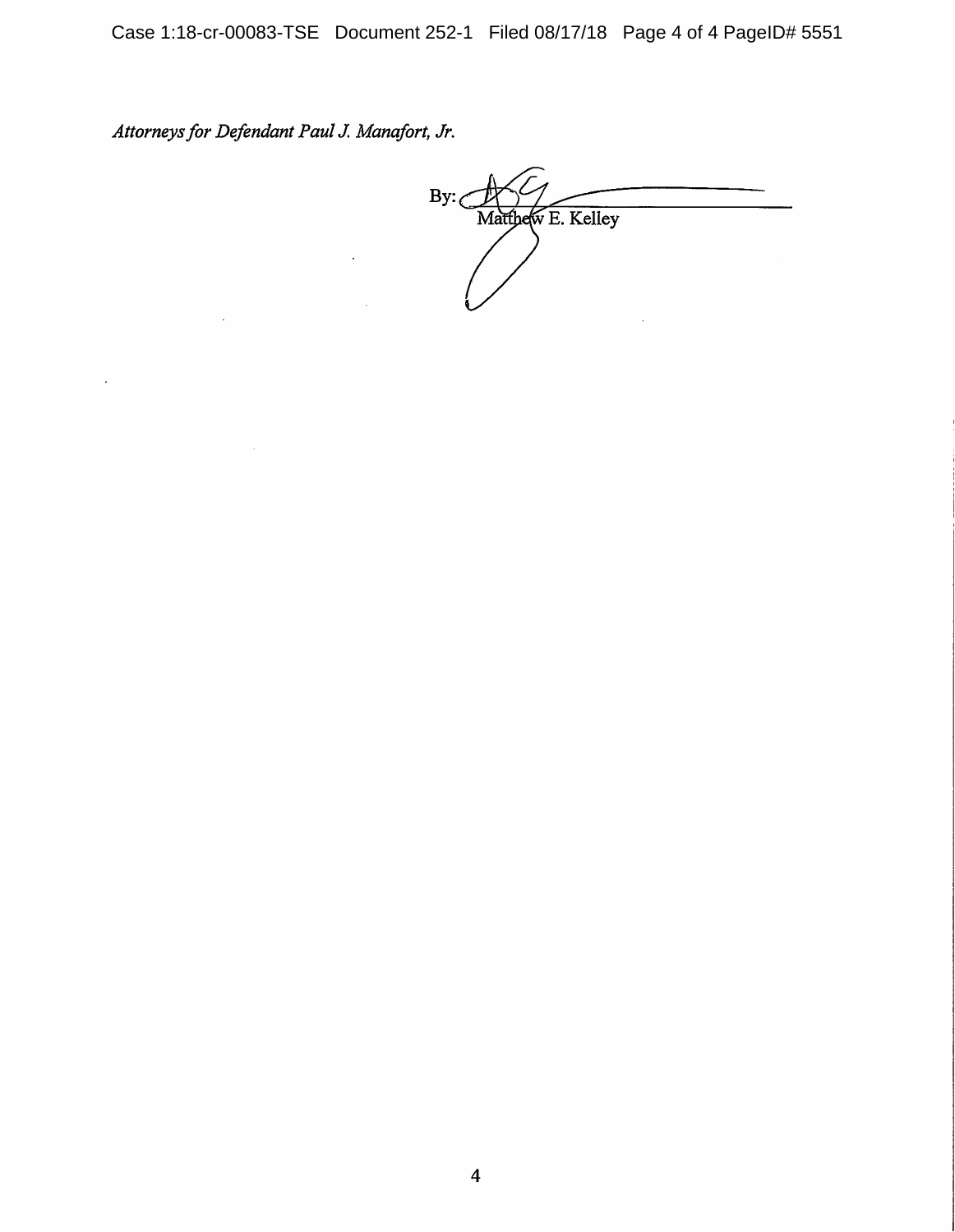*Attorneys for Defendant Paul J. Manafort, Jr.*

By: ______________________________
Matthew E. Kelley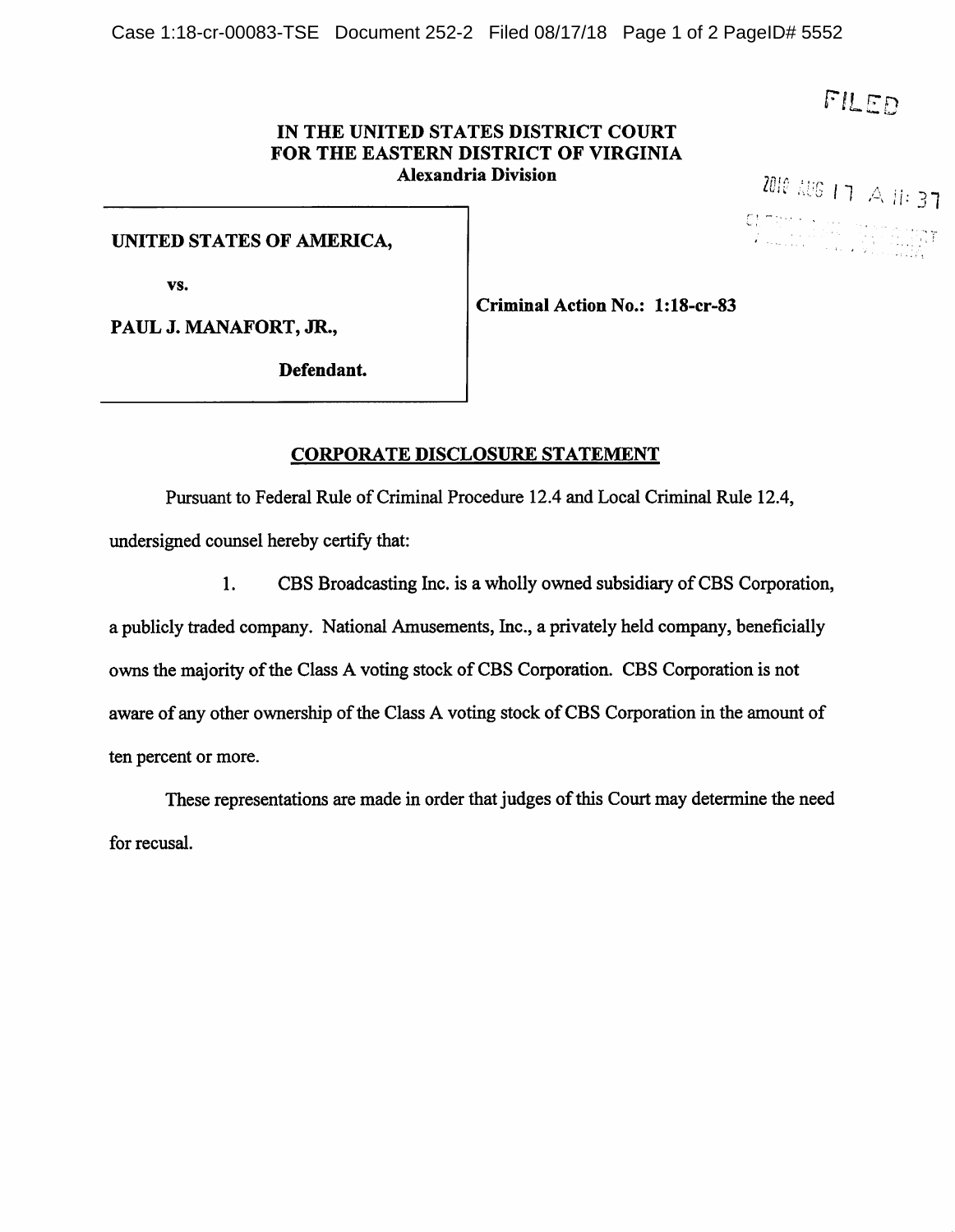# IN THE UNITED STATES DISTRICT COURT FOR THE EASTERN DISTRICT OF VIRGINIA

**Alexandria Division**

FILED

2018 AUG 17 A 11: 37

| | |
|---|---|
| **UNITED STATES OF AMERICA,**<br><br>**vs.**<br><br>**PAUL J. MANAFORT, JR.,**<br><br>**Defendant.** | **Criminal Action No.: 1:18-cr-83** |

## CORPORATE DISCLOSURE STATEMENT

Pursuant to Federal Rule of Criminal Procedure 12.4 and Local Criminal Rule 12.4, undersigned counsel hereby certify that:

1. CBS Broadcasting Inc. is a wholly owned subsidiary of CBS Corporation, a publicly traded company. National Amusements, Inc., a privately held company, beneficially owns the majority of the Class A voting stock of CBS Corporation. CBS Corporation is not aware of any other ownership of the Class A voting stock of CBS Corporation in the amount of ten percent or more.

These representations are made in order that judges of this Court may determine the need for recusal.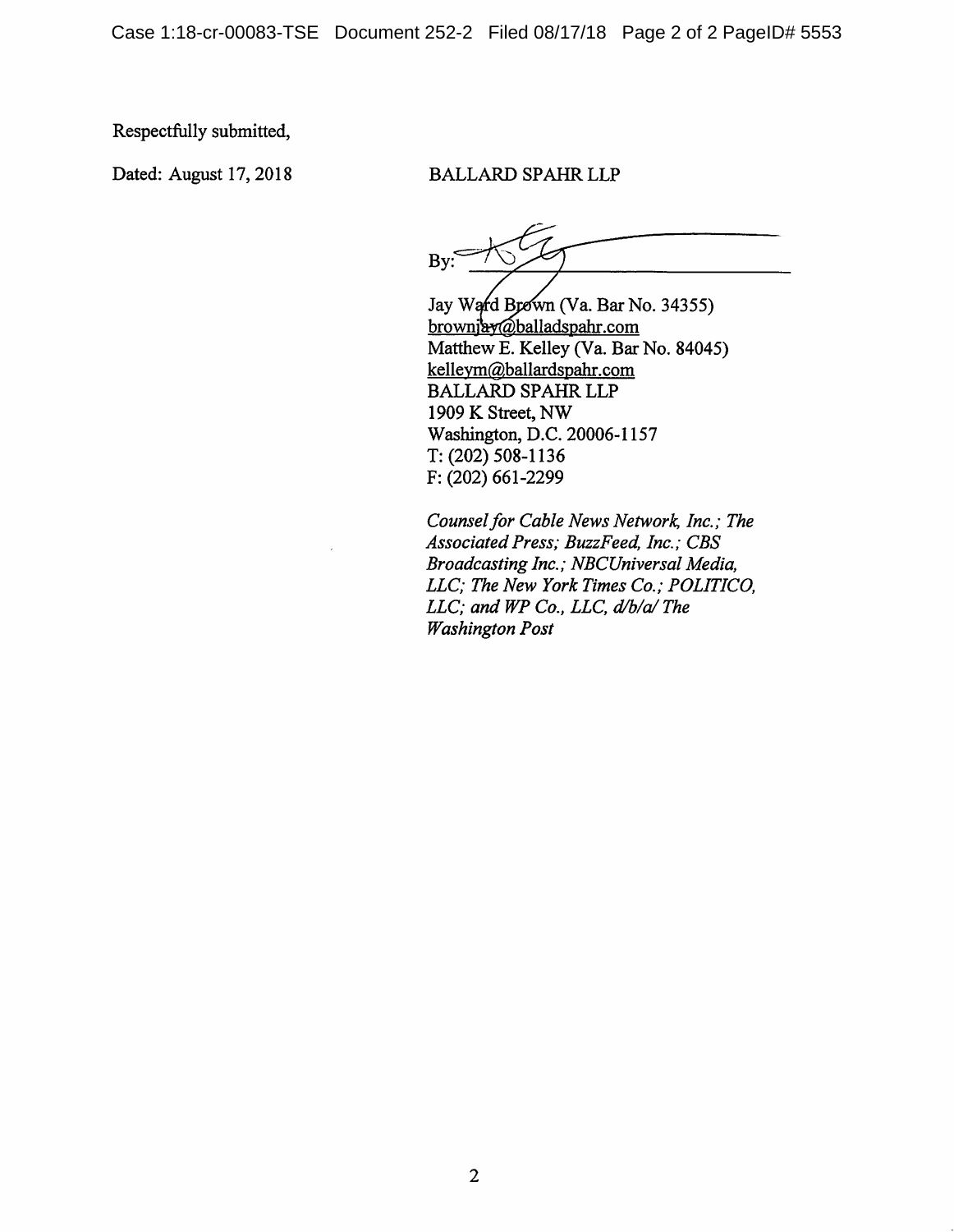Respectfully submitted,

Dated: August 17, 2018

BALLARD SPAHR LLP

By: ______________________________

Jay Ward Brown (Va. Bar No. 34355)
brownjay@balladspahr.com
Matthew E. Kelley (Va. Bar No. 84045)
kelleym@ballardspahr.com
BALLARD SPAHR LLP
1909 K Street, NW
Washington, D.C. 20006-1157
T: (202) 508-1136
F: (202) 661-2299

*Counsel for Cable News Network, Inc.; The Associated Press; BuzzFeed, Inc.; CBS Broadcasting Inc.; NBCUniversal Media, LLC; The New York Times Co.; POLITICO, LLC; and WP Co., LLC, d/b/a/ The Washington Post*